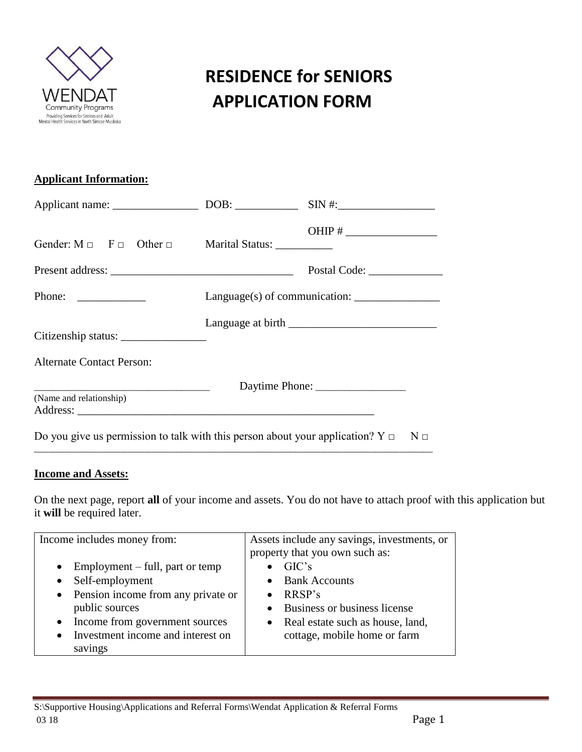WENDAT
Community Programs
Providing Services for Seniors and Adult Mental Health Services in North Simcoe Muskoka

# RESIDENCE for SENIORS APPLICATION FORM

**Applicant Information:**

Applicant name: _______________ DOB: ___________ SIN #:_________________

Gender: M □ F □ Other □ Marital Status: __________ OHIP # ________________

Present address: _______________________________ Postal Code: _____________

Phone: ____________ Language(s) of communication: _______________

Citizenship status: _______________ Language at birth _________________________

Alternate Contact Person:

________________________________ Daytime Phone: ________________
(Name and relationship)
Address: ______________________________________________________

Do you give us permission to talk with this person about your application? Y □ N □

**Income and Assets:**

On the next page, report **all** of your income and assets. You do not have to attach proof with this application but it **will** be required later.

| Income includes money from: | Assets include any savings, investments, or property that you own such as: |
|---|---|
| • Employment – full, part or temp<br>• Self-employment<br>• Pension income from any private or public sources<br>• Income from government sources<br>• Investment income and interest on savings | • GIC's<br>• Bank Accounts<br>• RRSP's<br>• Business or business license<br>• Real estate such as house, land, cottage, mobile home or farm |

S:\Supportive Housing\Applications and Referral Forms\Wendat Application & Referral Forms
03 18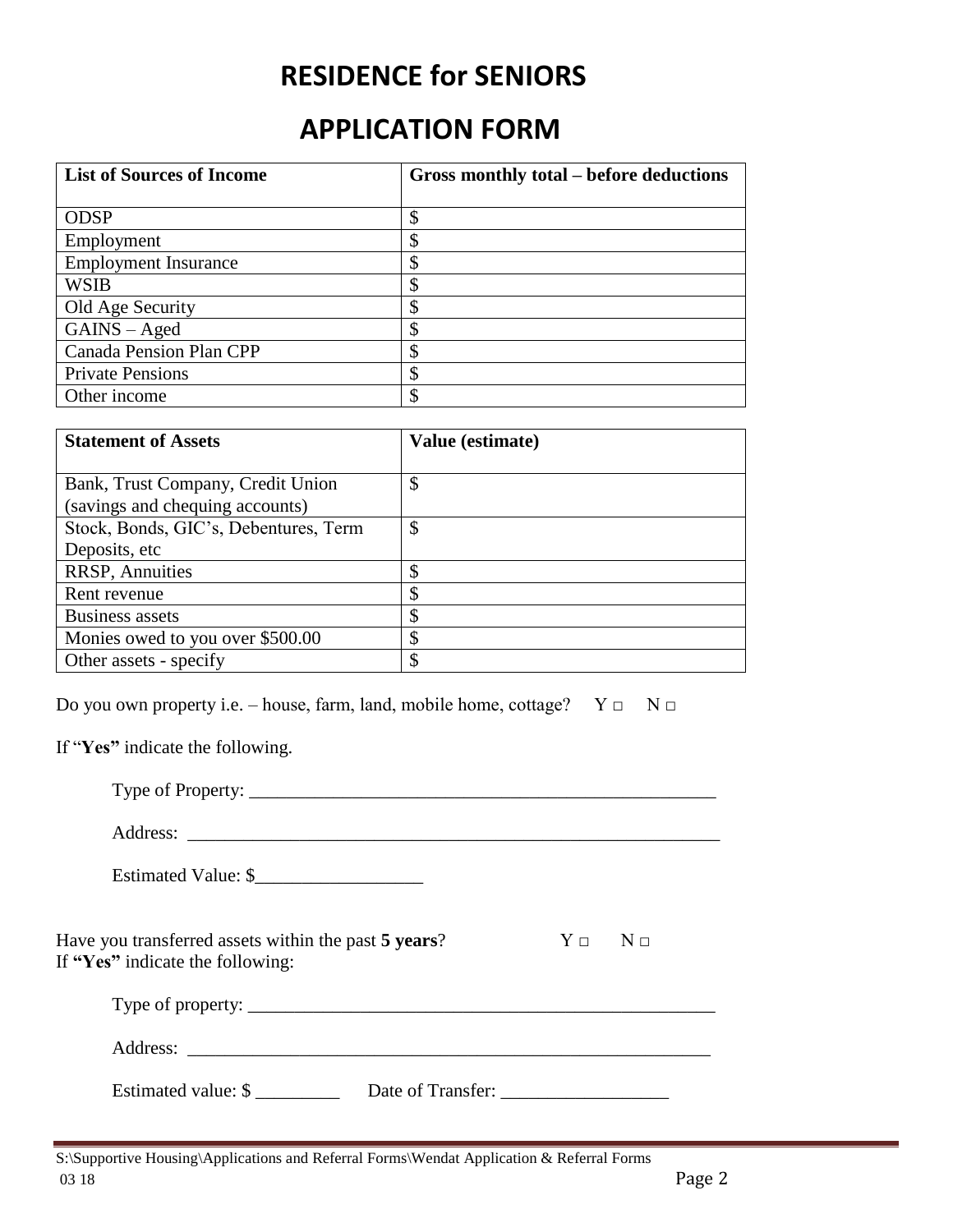# RESIDENCE for SENIORS

# APPLICATION FORM

| List of Sources of Income | Gross monthly total – before deductions |
| --- | --- |
| ODSP | $ |
| Employment | $ |
| Employment Insurance | $ |
| WSIB | $ |
| Old Age Security | $ |
| GAINS – Aged | $ |
| Canada Pension Plan CPP | $ |
| Private Pensions | $ |
| Other income | $ |

| Statement of Assets | Value (estimate) |
| --- | --- |
| Bank, Trust Company, Credit Union (savings and chequing accounts) | $ |
| Stock, Bonds, GIC's, Debentures, Term Deposits, etc | $ |
| RRSP, Annuities | $ |
| Rent revenue | $ |
| Business assets | $ |
| Monies owed to you over $500.00 | $ |
| Other assets - specify | $ |

Do you own property i.e. – house, farm, land, mobile home, cottage? Y □ N □

If "**Yes"** indicate the following.

Type of Property: ___________________________________________________

Address: ___________________________________________________________

Estimated Value: $__________________

Have you transferred assets within the past **5 years**? Y □ N □
If **"Yes"** indicate the following:

Type of property: ___________________________________________________

Address: __________________________________________________________

Estimated value: $ _________ Date of Transfer: __________________

S:\Supportive Housing\Applications and Referral Forms\Wendat Application & Referral Forms
03 18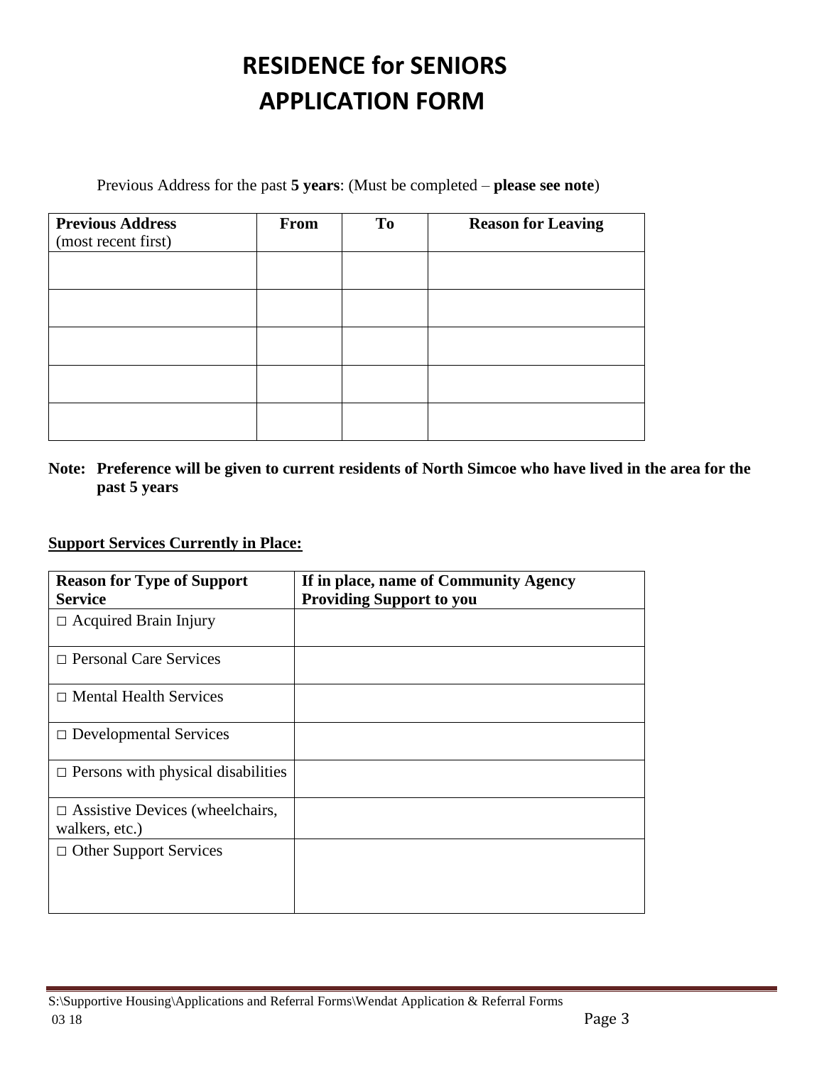# RESIDENCE for SENIORS
# APPLICATION FORM

Previous Address for the past **5 years**: (Must be completed – **please see note**)

| **Previous Address** (most recent first) | **From** | **To** | **Reason for Leaving** |
|---|---|---|---|
| | | | |
| | | | |
| | | | |
| | | | |
| | | | |

**Note: Preference will be given to current residents of North Simcoe who have lived in the area for the past 5 years**

**<u>Support Services Currently in Place:</u>**

| **Reason for Type of Support Service** | **If in place, name of Community Agency Providing Support to you** |
|---|---|
| □ Acquired Brain Injury | |
| □ Personal Care Services | |
| □ Mental Health Services | |
| □ Developmental Services | |
| □ Persons with physical disabilities | |
| □ Assistive Devices (wheelchairs, walkers, etc.) | |
| □ Other Support Services | |

S:\Supportive Housing\Applications and Referral Forms\Wendat Application & Referral Forms
03 18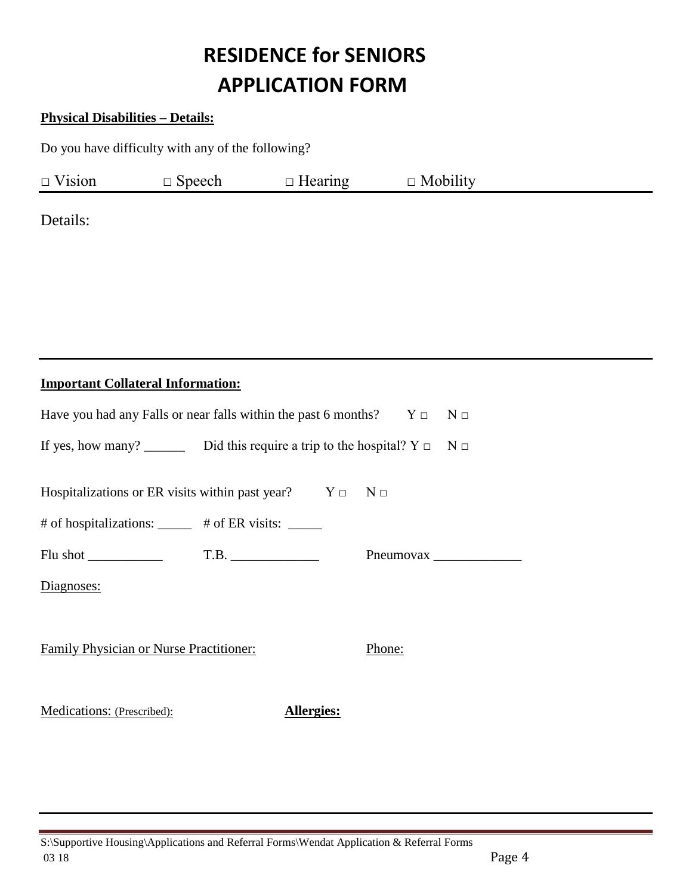# RESIDENCE for SENIORS APPLICATION FORM

**Physical Disabilities – Details:**

Do you have difficulty with any of the following?

□ Vision □ Speech □ Hearing □ Mobility

Details:

**Important Collateral Information:**

Have you had any Falls or near falls within the past 6 months? Y □ N □

If yes, how many? ______ Did this require a trip to the hospital? Y □ N □

Hospitalizations or ER visits within past year? Y □ N □

# of hospitalizations: _____ # of ER visits: _____

Flu shot ___________ T.B. _____________ Pneumovax _____________

Diagnoses:

Family Physician or Nurse Practitioner: Phone:

Medications: (Prescribed): **Allergies:**

S:\Supportive Housing\Applications and Referral Forms\Wendat Application & Referral Forms
03 18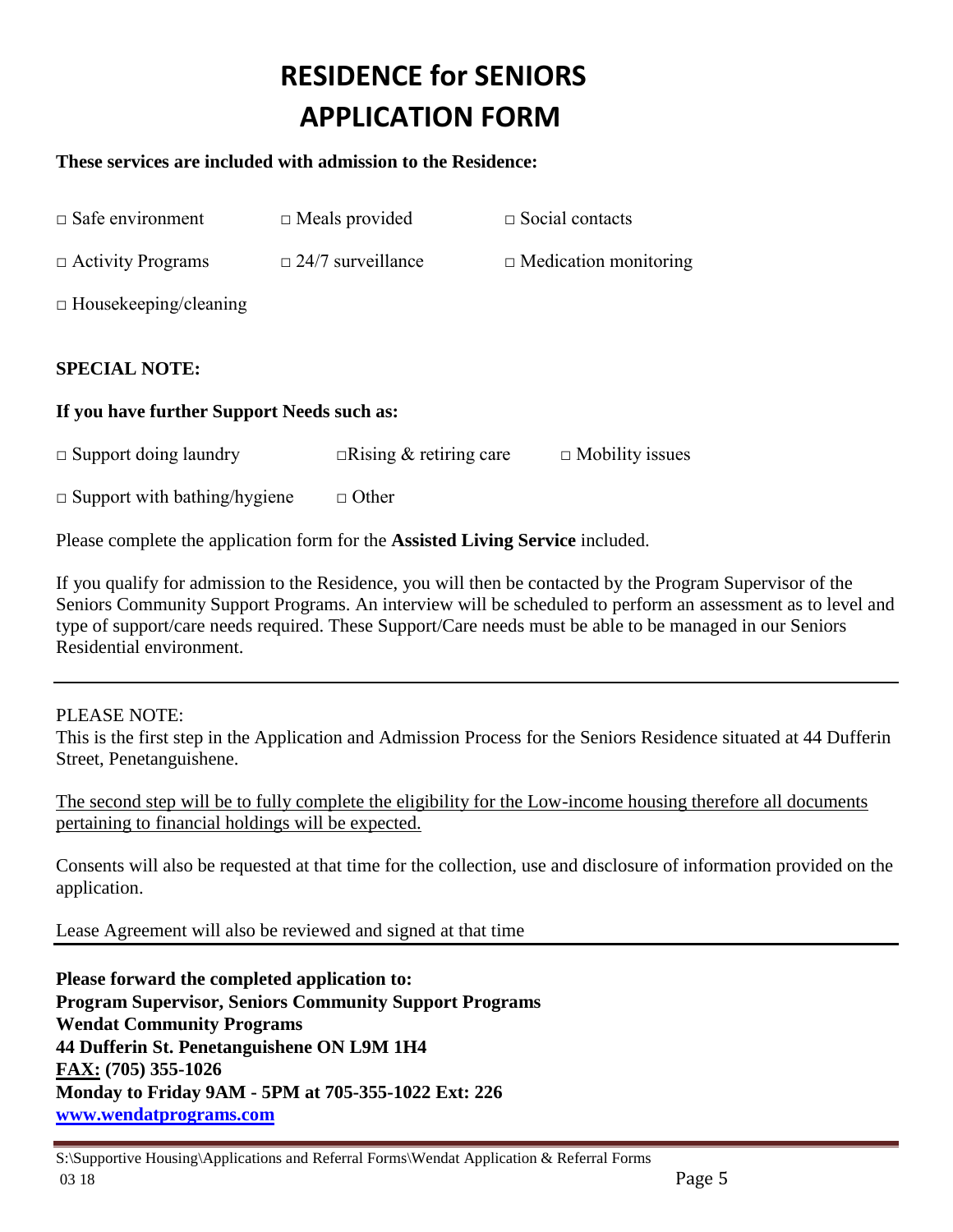# RESIDENCE for SENIORS
# APPLICATION FORM

**These services are included with admission to the Residence:**

□ Safe environment □ Meals provided □ Social contacts

□ Activity Programs □ 24/7 surveillance □ Medication monitoring

□ Housekeeping/cleaning

**SPECIAL NOTE:**

**If you have further Support Needs such as:**

□ Support doing laundry □Rising & retiring care □ Mobility issues

□ Support with bathing/hygiene □ Other

Please complete the application form for the **Assisted Living Service** included.

If you qualify for admission to the Residence, you will then be contacted by the Program Supervisor of the Seniors Community Support Programs. An interview will be scheduled to perform an assessment as to level and type of support/care needs required. These Support/Care needs must be able to be managed in our Seniors Residential environment.

---

PLEASE NOTE:
This is the first step in the Application and Admission Process for the Seniors Residence situated at 44 Dufferin Street, Penetanguishene.

<u>The second step will be to fully complete the eligibility for the Low-income housing therefore all documents pertaining to financial holdings will be expected.</u>

Consents will also be requested at that time for the collection, use and disclosure of information provided on the application.

Lease Agreement will also be reviewed and signed at that time

---

**Please forward the completed application to:**
**Program Supervisor, Seniors Community Support Programs**
**Wendat Community Programs**
**44 Dufferin St. Penetanguishene ON L9M 1H4**
**<u>FAX:</u> (705) 355-1026**
**Monday to Friday 9AM - 5PM at 705-355-1022 Ext: 226**
**www.wendatprograms.com**

S:\Supportive Housing\Applications and Referral Forms\Wendat Application & Referral Forms
03 18